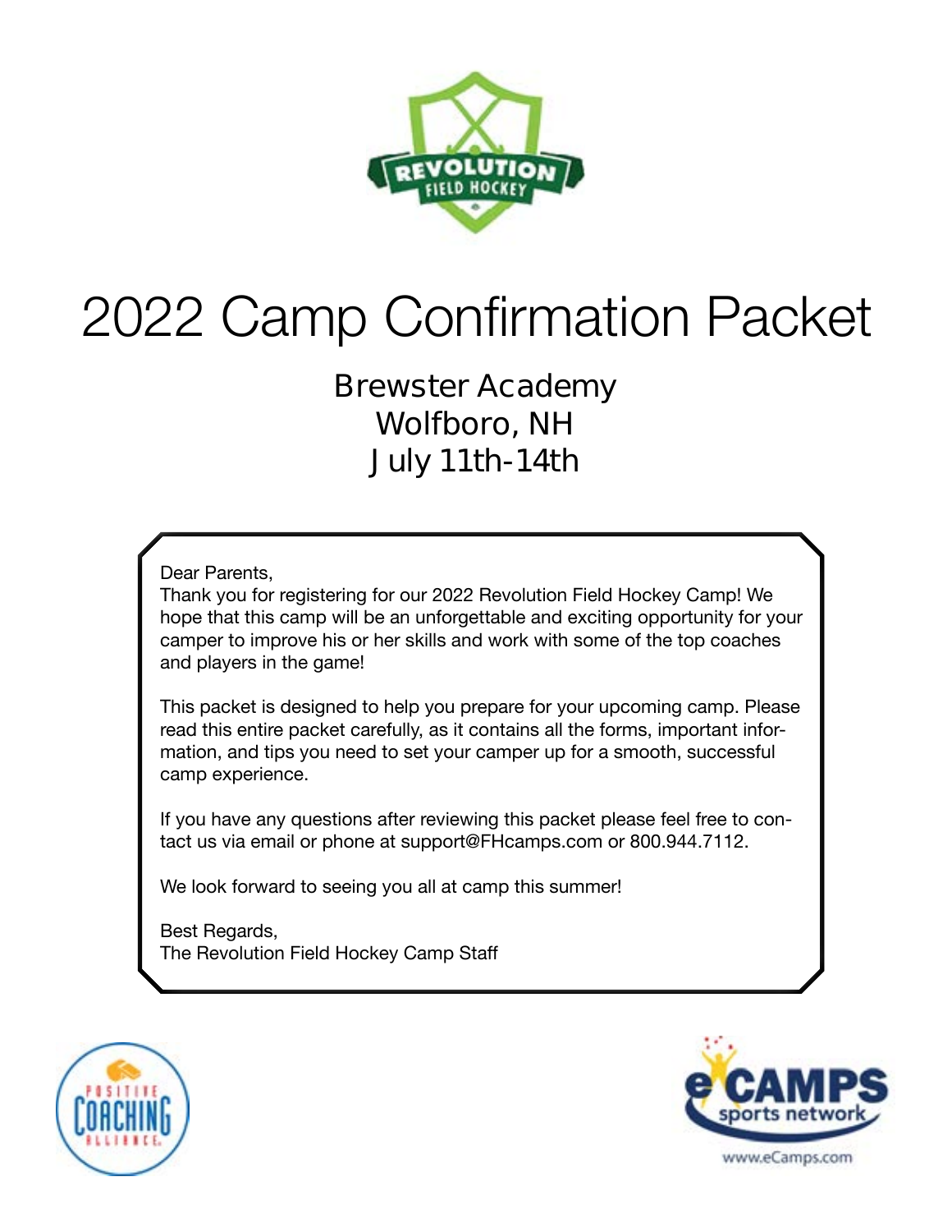# 2022 Camp Confirmation Packet

## Brewster Academy
## Wolfboro, NH
## July 11th-14th

Dear Parents,
Thank you for registering for our 2022 Revolution Field Hockey Camp! We hope that this camp will be an unforgettable and exciting opportunity for your camper to improve his or her skills and work with some of the top coaches and players in the game!

This packet is designed to help you prepare for your upcoming camp. Please read this entire packet carefully, as it contains all the forms, important information, and tips you need to set your camper up for a smooth, successful camp experience.

If you have any questions after reviewing this packet please feel free to contact us via email or phone at support@FHcamps.com or 800.944.7112.

We look forward to seeing you all at camp this summer!

Best Regards,
The Revolution Field Hockey Camp Staff

www.eCamps.com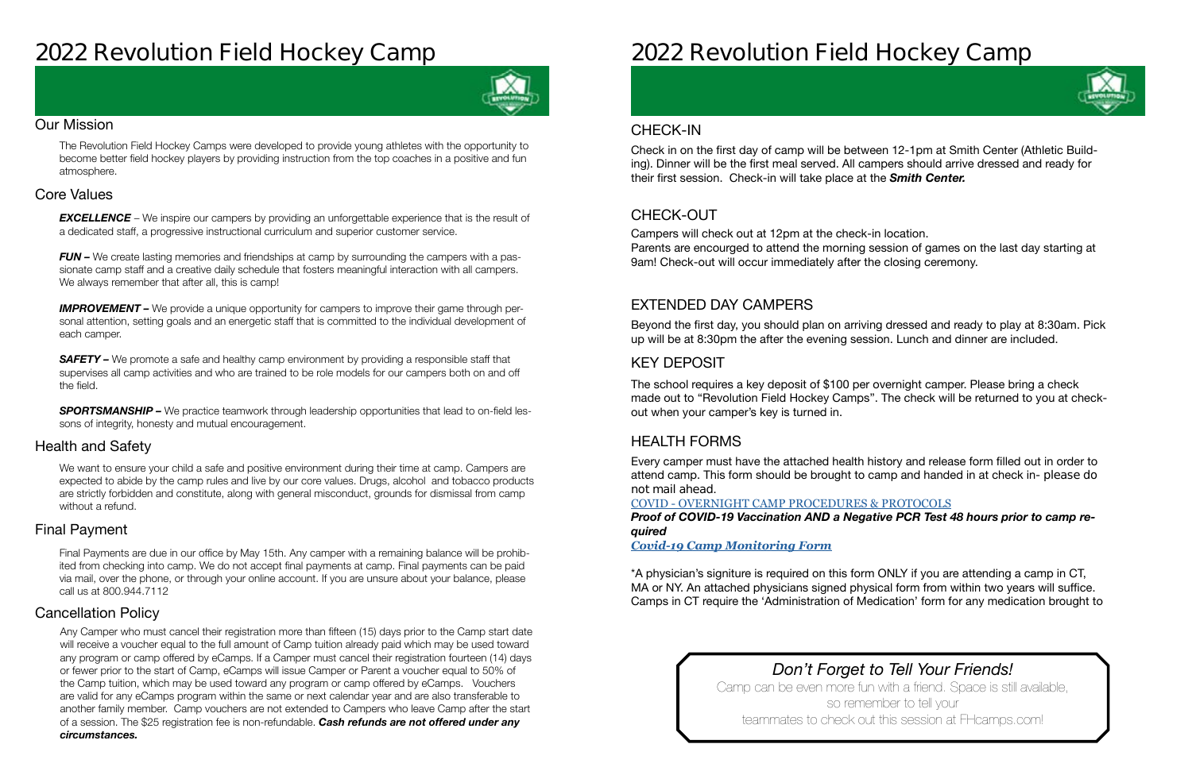# 2022 Revolution Field Hockey Camp

## Our Mission

The Revolution Field Hockey Camps were developed to provide young athletes with the opportunity to become better field hockey players by providing instruction from the top coaches in a positive and fun atmosphere.

## Core Values

***EXCELLENCE*** – We inspire our campers by providing an unforgettable experience that is the result of a dedicated staff, a progressive instructional curriculum and superior customer service.

***FUN –*** We create lasting memories and friendships at camp by surrounding the campers with a passionate camp staff and a creative daily schedule that fosters meaningful interaction with all campers. We always remember that after all, this is camp!

***IMPROVEMENT –*** We provide a unique opportunity for campers to improve their game through personal attention, setting goals and an energetic staff that is committed to the individual development of each camper.

***SAFETY –*** We promote a safe and healthy camp environment by providing a responsible staff that supervises all camp activities and who are trained to be role models for our campers both on and off the field.

***SPORTSMANSHIP –*** We practice teamwork through leadership opportunities that lead to on-field lessons of integrity, honesty and mutual encouragement.

## Health and Safety

We want to ensure your child a safe and positive environment during their time at camp. Campers are expected to abide by the camp rules and live by our core values. Drugs, alcohol and tobacco products are strictly forbidden and constitute, along with general misconduct, grounds for dismissal from camp without a refund.

## Final Payment

Final Payments are due in our office by May 15th. Any camper with a remaining balance will be prohibited from checking into camp. We do not accept final payments at camp. Final payments can be paid via mail, over the phone, or through your online account. If you are unsure about your balance, please call us at 800.944.7112

## Cancellation Policy

Any Camper who must cancel their registration more than fifteen (15) days prior to the Camp start date will receive a voucher equal to the full amount of Camp tuition already paid which may be used toward any program or camp offered by eCamps. If a Camper must cancel their registration fourteen (14) days or fewer prior to the start of Camp, eCamps will issue Camper or Parent a voucher equal to 50% of the Camp tuition, which may be used toward any program or camp offered by eCamps. Vouchers are valid for any eCamps program within the same or next calendar year and are also transferable to another family member. Camp vouchers are not extended to Campers who leave Camp after the start of a session. The $25 registration fee is non-refundable. ***Cash refunds are not offered under any circumstances.***

# 2022 Revolution Field Hockey Camp

## CHECK-IN

Check in on the first day of camp will be between 12-1pm at Smith Center (Athletic Building). Dinner will be the first meal served. All campers should arrive dressed and ready for their first session. Check-in will take place at the ***Smith Center.***

## CHECK-OUT

Campers will check out at 12pm at the check-in location.
Parents are encouraged to attend the morning session of games on the last day starting at 9am! Check-out will occur immediately after the closing ceremony.

## EXTENDED DAY CAMPERS

Beyond the first day, you should plan on arriving dressed and ready to play at 8:30am. Pick up will be at 8:30pm the after the evening session. Lunch and dinner are included.

## KEY DEPOSIT

The school requires a key deposit of $100 per overnight camper. Please bring a check made out to "Revolution Field Hockey Camps". The check will be returned to you at check-out when your camper's key is turned in.

## HEALTH FORMS

Every camper must have the attached health history and release form filled out in order to attend camp. This form should be brought to camp and handed in at check in- please do not mail ahead.

COVID - OVERNIGHT CAMP PROCEDURES & PROTOCOLS

***Proof of COVID-19 Vaccination AND a Negative PCR Test 48 hours prior to camp required***

***Covid-19 Camp Monitoring Form***

*A physician's signiture is required on this form ONLY if you are attending a camp in CT, MA or NY. An attached physicians signed physical form from within two years will suffice. Camps in CT require the 'Administration of Medication' form for any medication brought to

*Don't Forget to Tell Your Friends!*

Camp can be even more fun with a friend. Space is still available, so remember to tell your teammates to check out this session at FHcamps.com!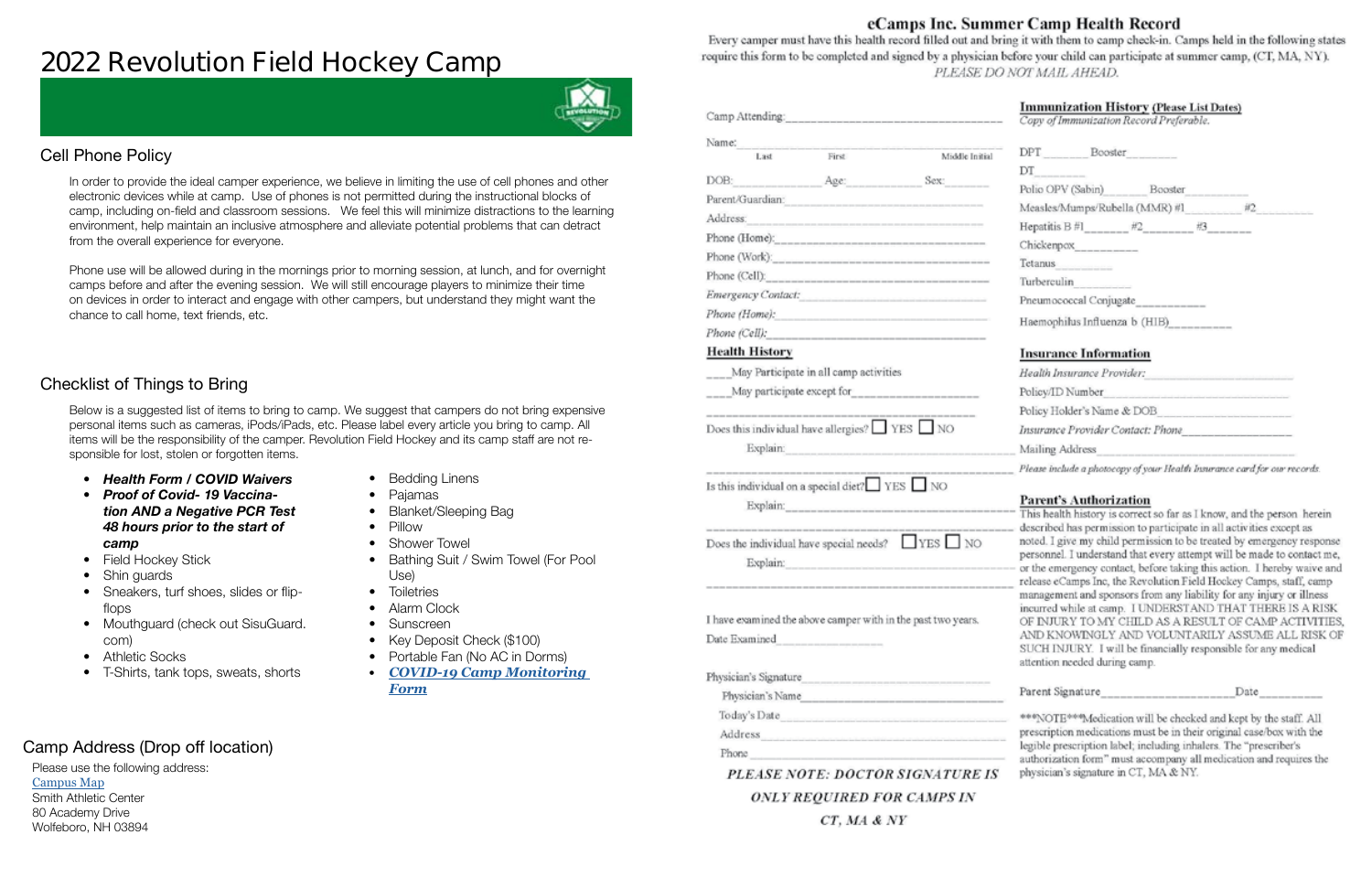# 2022 Revolution Field Hockey Camp

## Cell Phone Policy

In order to provide the ideal camper experience, we believe in limiting the use of cell phones and other electronic devices while at camp. Use of phones is not permitted during the instructional blocks of camp, including on-field and classroom sessions. We feel this will minimize distractions to the learning environment, help maintain an inclusive atmosphere and alleviate potential problems that can detract from the overall experience for everyone.

Phone use will be allowed during in the mornings prior to morning session, at lunch, and for overnight camps before and after the evening session. We will still encourage players to minimize their time on devices in order to interact and engage with other campers, but understand they might want the chance to call home, text friends, etc.

## Checklist of Things to Bring

Below is a suggested list of items to bring to camp. We suggest that campers do not bring expensive personal items such as cameras, iPods/iPads, etc. Please label every article you bring to camp. All items will be the responsibility of the camper. Revolution Field Hockey and its camp staff are not responsible for lost, stolen or forgotten items.

- ***Health Form / COVID Waivers***
- ***Proof of Covid- 19 Vaccination AND a Negative PCR Test 48 hours prior to the start of camp***
- Field Hockey Stick
- Shin guards
- Sneakers, turf shoes, slides or flip-flops
- Mouthguard (check out SisuGuard.com)
- Athletic Socks
- T-Shirts, tank tops, sweats, shorts
- Bedding Linens
- Pajamas
- Blanket/Sleeping Bag
- Pillow
- Shower Towel
- Bathing Suit / Swim Towel (For Pool Use)
- Toiletries
- Alarm Clock
- Sunscreen
- Key Deposit Check ($100)
- Portable Fan (No AC in Dorms)
- ***COVID-19 Camp Monitoring Form***

## Camp Address (Drop off location)

Please use the following address:
Campus Map
Smith Athletic Center
80 Academy Drive
Wolfeboro, NH 03894

# eCamps Inc. Summer Camp Health Record

Every camper must have this health record filled out and bring it with them to camp check-in. Camps held in the following states require this form to be completed and signed by a physician before your child can participate at summer camp, (CT, MA, NY).

*PLEASE DO NOT MAIL AHEAD.*

Camp Attending: ____________________

Name: ____________________
Last First Middle Initial

DOB: ________ Age: ________ Sex: ________

Parent/Guardian: ____________________

Address: ____________________

Phone (Home): ____________________

Phone (Work): ____________________

Phone (Cell): ____________________

*Emergency Contact:* ____________________

*Phone (Home):* ____________________

*Phone (Cell):* ____________________

**Health History**

____May Participate in all camp activities

____May participate except for____________________

____________________

Does this individual have allergies? ☐ YES ☐ NO

Explain: ____________________

Is this individual on a special diet? ☐ YES ☐ NO

Explain: ____________________

Does the individual have special needs? ☐ YES ☐ NO

Explain: ____________________

I have examined the above camper with in the past two years.

Date Examined ____________________

Physician's Signature ____________________

Physician's Name ____________________

Today's Date ____________________

Address ____________________

Phone ____________________

***PLEASE NOTE: DOCTOR SIGNATURE IS ONLY REQUIRED FOR CAMPS IN CT, MA & NY***

**Immunization History (Please List Dates)**
*Copy of Immunization Record Preferable.*

DPT ________ Booster ________

DT ________

Polio OPV (Sabin) ________ Booster ________

Measles/Mumps/Rubella (MMR) #1 ________ #2 ________

Hepatitis B #1 ________ #2 ________ #3 ________

Chickenpox ________

Tetanus ________

Turberculin ________

Pneumococcal Conjugate ________

Haemophilus Influenza b (HIB) ________

**Insurance Information**

*Health Insurance Provider:* ____________________

Policy/ID Number ____________________

Policy Holder's Name & DOB ____________________

*Insurance Provider Contact: Phone* ____________________

Mailing Address ____________________

*Please include a photocopy of your Health Insurance card for our records.*

**Parent's Authorization**

This health history is correct so far as I know, and the person herein described has permission to participate in all activities except as noted. I give my child permission to be treated by emergency response personnel. I understand that every attempt will be made to contact me, or the emergency contact, before taking this action. I hereby waive and release eCamps Inc, the Revolution Field Hockey Camps, staff, camp management and sponsors from any liability for any injury or illness incurred while at camp. I UNDERSTAND THAT THERE IS A RISK OF INJURY TO MY CHILD AS A RESULT OF CAMP ACTIVITIES, AND KNOWINGLY AND VOLUNTARILY ASSUME ALL RISK OF SUCH INJURY. I will be financially responsible for any medical attention needed during camp.

Parent Signature ____________________ Date ________

***NOTE***Medication will be checked and kept by the staff. All prescription medications must be in their original case/box with the legible prescription label; including inhalers. The "prescriber's authorization form" must accompany all medication and requires the physician's signature in CT, MA & NY.